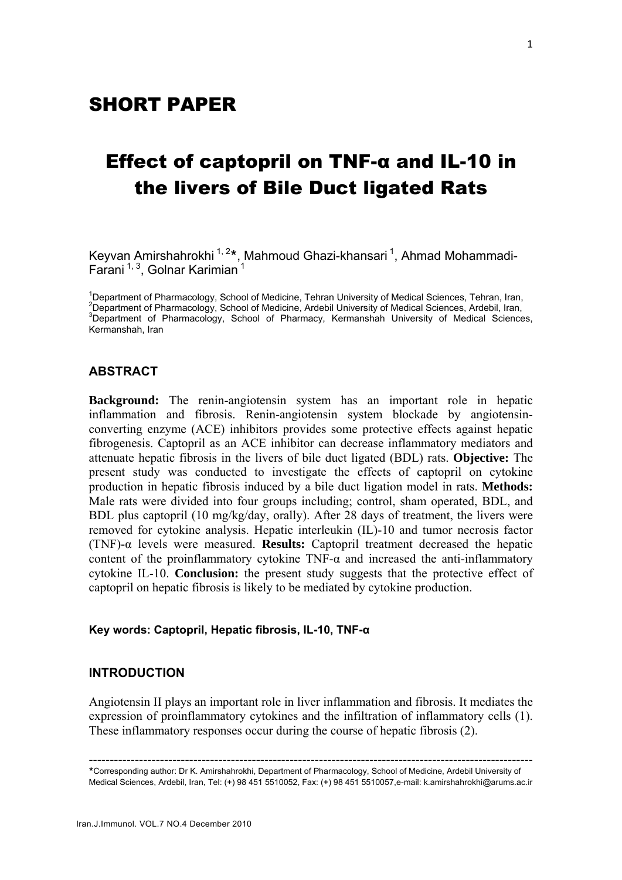# SHORT PAPER

# Effect of captopril on TNF-α and IL-10 in the livers of Bile Duct ligated Rats

Keyvan Amirshahrokhi [1, 2]*, Mahmoud Ghazi-khansari [1], Ahmad Mohammadi-Farani [1, 3], Golnar Karimian [1]

[1]Department of Pharmacology, School of Medicine, Tehran University of Medical Sciences, Tehran, Iran,
[2]Department of Pharmacology, School of Medicine, Ardebil University of Medical Sciences, Ardebil, Iran,
[3]Department of Pharmacology, School of Pharmacy, Kermanshah University of Medical Sciences, Kermanshah, Iran

## ABSTRACT

**Background:** The renin-angiotensin system has an important role in hepatic inflammation and fibrosis. Renin-angiotensin system blockade by angiotensin-converting enzyme (ACE) inhibitors provides some protective effects against hepatic fibrogenesis. Captopril as an ACE inhibitor can decrease inflammatory mediators and attenuate hepatic fibrosis in the livers of bile duct ligated (BDL) rats. **Objective:** The present study was conducted to investigate the effects of captopril on cytokine production in hepatic fibrosis induced by a bile duct ligation model in rats. **Methods:** Male rats were divided into four groups including; control, sham operated, BDL, and BDL plus captopril (10 mg/kg/day, orally). After 28 days of treatment, the livers were removed for cytokine analysis. Hepatic interleukin (IL)-10 and tumor necrosis factor (TNF)-α levels were measured. **Results:** Captopril treatment decreased the hepatic content of the proinflammatory cytokine TNF-α and increased the anti-inflammatory cytokine IL-10. **Conclusion:** the present study suggests that the protective effect of captopril on hepatic fibrosis is likely to be mediated by cytokine production.

**Key words: Captopril, Hepatic fibrosis, IL-10, TNF-α**

## INTRODUCTION

Angiotensin II plays an important role in liver inflammation and fibrosis. It mediates the expression of proinflammatory cytokines and the infiltration of inflammatory cells (1). These inflammatory responses occur during the course of hepatic fibrosis (2).

---

*Corresponding author: Dr K. Amirshahrokhi, Department of Pharmacology, School of Medicine, Ardebil University of Medical Sciences, Ardebil, Iran, Tel: (+) 98 451 5510052, Fax: (+) 98 451 5510057,e-mail: k.amirshahrokhi@arums.ac.ir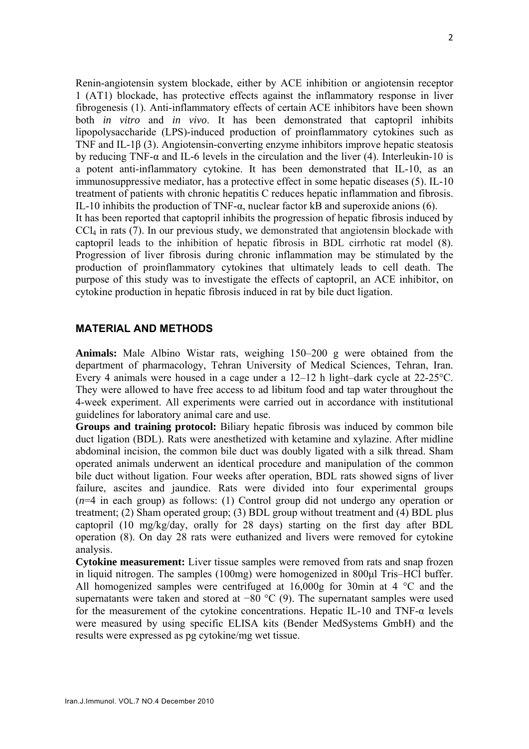Renin-angiotensin system blockade, either by ACE inhibition or angiotensin receptor 1 (AT1) blockade, has protective effects against the inflammatory response in liver fibrogenesis (1). Anti-inflammatory effects of certain ACE inhibitors have been shown both *in vitro* and *in vivo*. It has been demonstrated that captopril inhibits lipopolysaccharide (LPS)-induced production of proinflammatory cytokines such as TNF and IL-1β (3). Angiotensin-converting enzyme inhibitors improve hepatic steatosis by reducing TNF-α and IL-6 levels in the circulation and the liver (4). Interleukin-10 is a potent anti-inflammatory cytokine. It has been demonstrated that IL-10, as an immunosuppressive mediator, has a protective effect in some hepatic diseases (5). IL-10 treatment of patients with chronic hepatitis C reduces hepatic inflammation and fibrosis. IL-10 inhibits the production of TNF-α, nuclear factor kB and superoxide anions (6).

It has been reported that captopril inhibits the progression of hepatic fibrosis induced by $CCl_4$ in rats (7). In our previous study, we demonstrated that angiotensin blockade with captopril leads to the inhibition of hepatic fibrosis in BDL cirrhotic rat model (8). Progression of liver fibrosis during chronic inflammation may be stimulated by the production of proinflammatory cytokines that ultimately leads to cell death. The purpose of this study was to investigate the effects of captopril, an ACE inhibitor, on cytokine production in hepatic fibrosis induced in rat by bile duct ligation.

## MATERIAL AND METHODS

**Animals:** Male Albino Wistar rats, weighing 150–200 g were obtained from the department of pharmacology, Tehran University of Medical Sciences, Tehran, Iran. Every 4 animals were housed in a cage under a 12–12 h light–dark cycle at 22-25°C. They were allowed to have free access to ad libitum food and tap water throughout the 4-week experiment. All experiments were carried out in accordance with institutional guidelines for laboratory animal care and use.

**Groups and training protocol:** Biliary hepatic fibrosis was induced by common bile duct ligation (BDL). Rats were anesthetized with ketamine and xylazine. After midline abdominal incision, the common bile duct was doubly ligated with a silk thread. Sham operated animals underwent an identical procedure and manipulation of the common bile duct without ligation. Four weeks after operation, BDL rats showed signs of liver failure, ascites and jaundice. Rats were divided into four experimental groups ($n$=4 in each group) as follows: (1) Control group did not undergo any operation or treatment; (2) Sham operated group; (3) BDL group without treatment and (4) BDL plus captopril (10 mg/kg/day, orally for 28 days) starting on the first day after BDL operation (8). On day 28 rats were euthanized and livers were removed for cytokine analysis.

**Cytokine measurement:** Liver tissue samples were removed from rats and snap frozen in liquid nitrogen. The samples (100mg) were homogenized in 800µl Tris–HCl buffer. All homogenized samples were centrifuged at 16,000g for 30min at 4 °C and the supernatants were taken and stored at −80 °C (9). The supernatant samples were used for the measurement of the cytokine concentrations. Hepatic IL-10 and TNF-α levels were measured by using specific ELISA kits (Bender MedSystems GmbH) and the results were expressed as pg cytokine/mg wet tissue.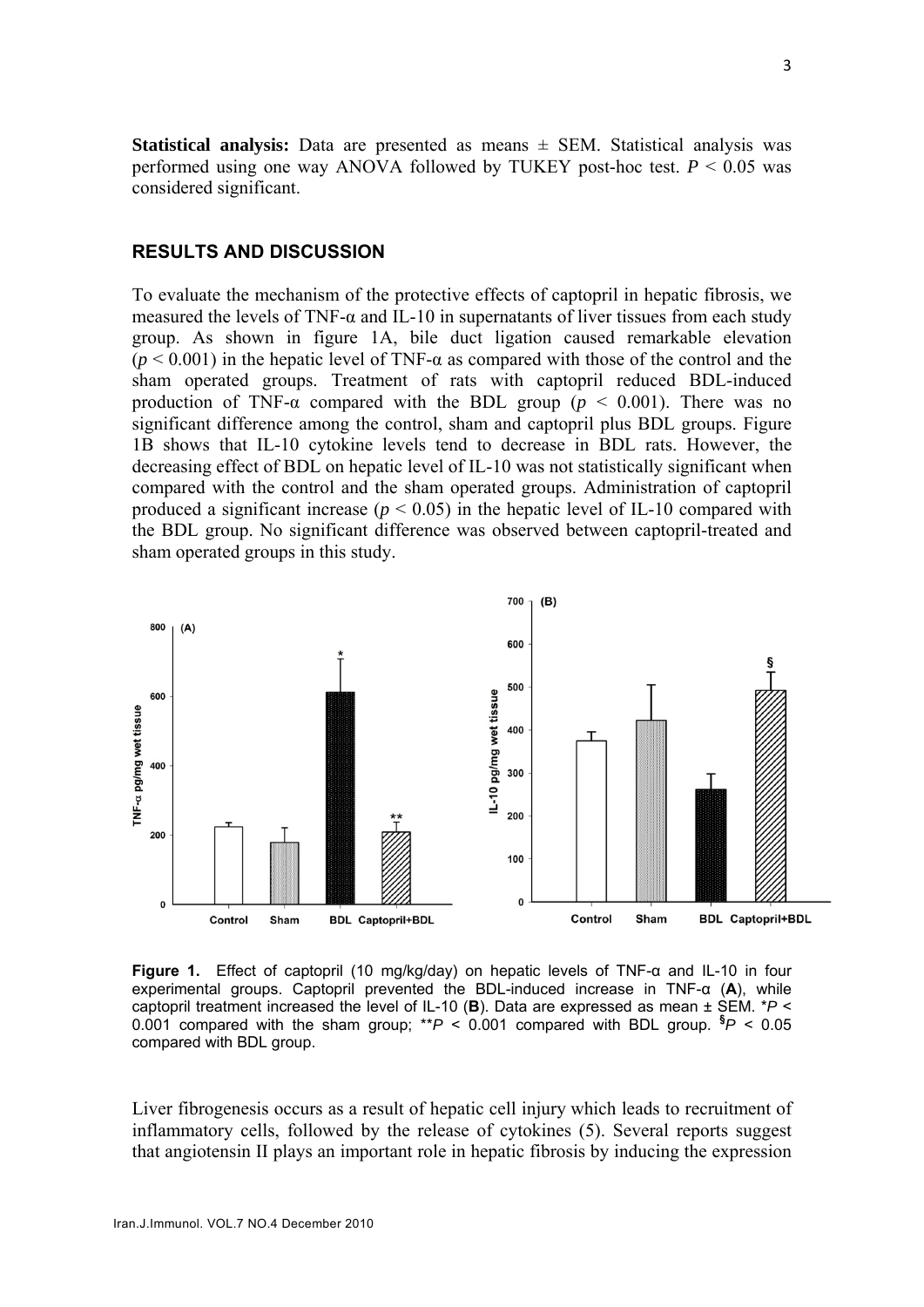**Statistical analysis:** Data are presented as means ± SEM. Statistical analysis was performed using one way ANOVA followed by TUKEY post-hoc test. $P < 0.05$ was considered significant.

## RESULTS AND DISCUSSION

To evaluate the mechanism of the protective effects of captopril in hepatic fibrosis, we measured the levels of TNF-α and IL-10 in supernatants of liver tissues from each study group. As shown in figure 1A, bile duct ligation caused remarkable elevation ($p < 0.001$) in the hepatic level of TNF-α as compared with those of the control and the sham operated groups. Treatment of rats with captopril reduced BDL-induced production of TNF-α compared with the BDL group ($p < 0.001$). There was no significant difference among the control, sham and captopril plus BDL groups. Figure 1B shows that IL-10 cytokine levels tend to decrease in BDL rats. However, the decreasing effect of BDL on hepatic level of IL-10 was not statistically significant when compared with the control and the sham operated groups. Administration of captopril produced a significant increase ($p < 0.05$) in the hepatic level of IL-10 compared with the BDL group. No significant difference was observed between captopril-treated and sham operated groups in this study.

**Figure 1.** Effect of captopril (10 mg/kg/day) on hepatic levels of TNF-α and IL-10 in four experimental groups. Captopril prevented the BDL-induced increase in TNF-α (**A**), while captopril treatment increased the level of IL-10 (**B**). Data are expressed as mean ± SEM. *$P < 0.001$ compared with the sham group; **$P < 0.001$ compared with BDL group. §$P < 0.05$ compared with BDL group.

Liver fibrogenesis occurs as a result of hepatic cell injury which leads to recruitment of inflammatory cells, followed by the release of cytokines (5). Several reports suggest that angiotensin II plays an important role in hepatic fibrosis by inducing the expression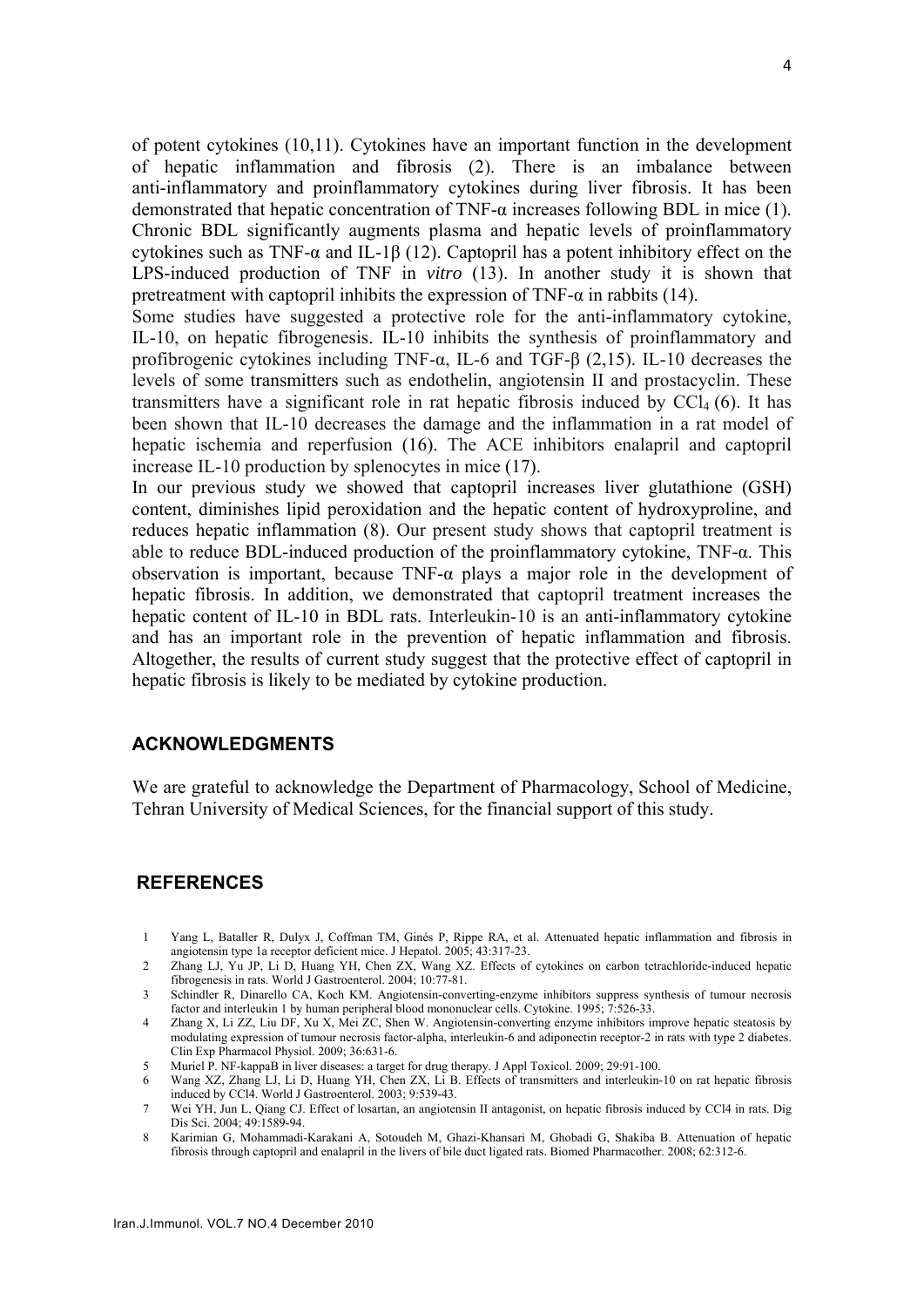of potent cytokines (10,11). Cytokines have an important function in the development of hepatic inflammation and fibrosis (2). There is an imbalance between anti-inflammatory and proinflammatory cytokines during liver fibrosis. It has been demonstrated that hepatic concentration of TNF-α increases following BDL in mice (1). Chronic BDL significantly augments plasma and hepatic levels of proinflammatory cytokines such as TNF-α and IL-1β (12). Captopril has a potent inhibitory effect on the LPS-induced production of TNF in *vitro* (13). In another study it is shown that pretreatment with captopril inhibits the expression of TNF-α in rabbits (14).

Some studies have suggested a protective role for the anti-inflammatory cytokine, IL-10, on hepatic fibrogenesis. IL-10 inhibits the synthesis of proinflammatory and profibrogenic cytokines including TNF-α, IL-6 and TGF-β (2,15). IL-10 decreases the levels of some transmitters such as endothelin, angiotensin II and prostacyclin. These transmitters have a significant role in rat hepatic fibrosis induced by $CCl_4$ (6). It has been shown that IL-10 decreases the damage and the inflammation in a rat model of hepatic ischemia and reperfusion (16). The ACE inhibitors enalapril and captopril increase IL-10 production by splenocytes in mice (17).

In our previous study we showed that captopril increases liver glutathione (GSH) content, diminishes lipid peroxidation and the hepatic content of hydroxyproline, and reduces hepatic inflammation (8). Our present study shows that captopril treatment is able to reduce BDL-induced production of the proinflammatory cytokine, TNF-α. This observation is important, because TNF-α plays a major role in the development of hepatic fibrosis. In addition, we demonstrated that captopril treatment increases the hepatic content of IL-10 in BDL rats. Interleukin-10 is an anti-inflammatory cytokine and has an important role in the prevention of hepatic inflammation and fibrosis. Altogether, the results of current study suggest that the protective effect of captopril in hepatic fibrosis is likely to be mediated by cytokine production.

## ACKNOWLEDGMENTS

We are grateful to acknowledge the Department of Pharmacology, School of Medicine, Tehran University of Medical Sciences, for the financial support of this study.

## REFERENCES

1. Yang L, Bataller R, Dulyx J, Coffman TM, Ginés P, Rippe RA, et al. Attenuated hepatic inflammation and fibrosis in angiotensin type 1a receptor deficient mice. J Hepatol. 2005; 43:317-23.
2. Zhang LJ, Yu JP, Li D, Huang YH, Chen ZX, Wang XZ. Effects of cytokines on carbon tetrachloride-induced hepatic fibrogenesis in rats. World J Gastroenterol. 2004; 10:77-81.
3. Schindler R, Dinarello CA, Koch KM. Angiotensin-converting-enzyme inhibitors suppress synthesis of tumour necrosis factor and interleukin 1 by human peripheral blood mononuclear cells. Cytokine. 1995; 7:526-33.
4. Zhang X, Li ZZ, Liu DF, Xu X, Mei ZC, Shen W. Angiotensin-converting enzyme inhibitors improve hepatic steatosis by modulating expression of tumour necrosis factor-alpha, interleukin-6 and adiponectin receptor-2 in rats with type 2 diabetes. Clin Exp Pharmacol Physiol. 2009; 36:631-6.
5. Muriel P. NF-kappaB in liver diseases: a target for drug therapy. J Appl Toxicol. 2009; 29:91-100.
6. Wang XZ, Zhang LJ, Li D, Huang YH, Chen ZX, Li B. Effects of transmitters and interleukin-10 on rat hepatic fibrosis induced by CCl4. World J Gastroenterol. 2003; 9:539-43.
7. Wei YH, Jun L, Qiang CJ. Effect of losartan, an angiotensin II antagonist, on hepatic fibrosis induced by CCl4 in rats. Dig Dis Sci. 2004; 49:1589-94.
8. Karimian G, Mohammadi-Karakani A, Sotoudeh M, Ghazi-Khansari M, Ghobadi G, Shakiba B. Attenuation of hepatic fibrosis through captopril and enalapril in the livers of bile duct ligated rats. Biomed Pharmacother. 2008; 62:312-6.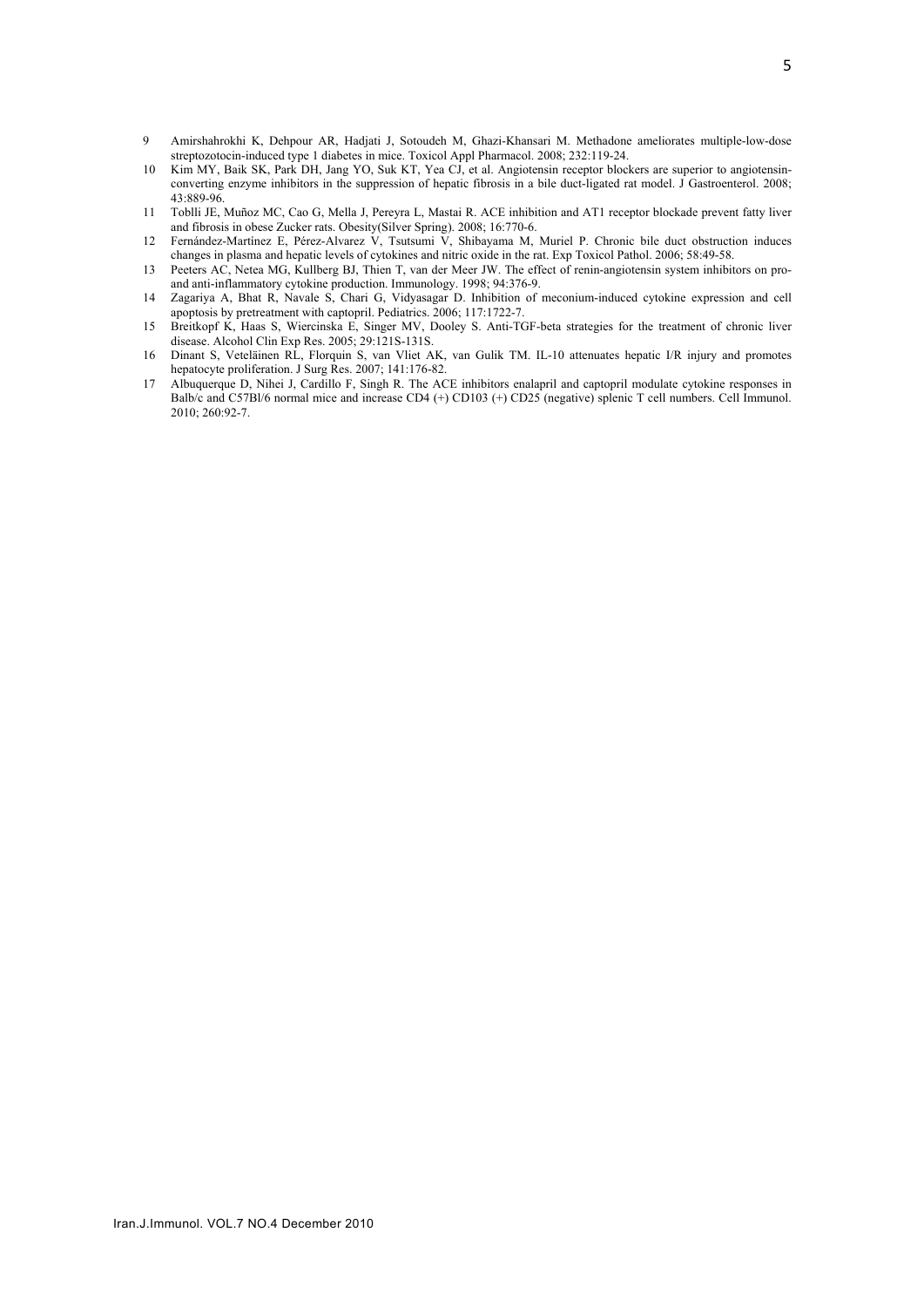9. Amirshahrokhi K, Dehpour AR, Hadjati J, Sotoudeh M, Ghazi-Khansari M. Methadone ameliorates multiple-low-dose streptozotocin-induced type 1 diabetes in mice. Toxicol Appl Pharmacol. 2008; 232:119-24.
10. Kim MY, Baik SK, Park DH, Jang YO, Suk KT, Yea CJ, et al. Angiotensin receptor blockers are superior to angiotensin-converting enzyme inhibitors in the suppression of hepatic fibrosis in a bile duct-ligated rat model. J Gastroenterol. 2008; 43:889-96.
11. Toblli JE, Muñoz MC, Cao G, Mella J, Pereyra L, Mastai R. ACE inhibition and AT1 receptor blockade prevent fatty liver and fibrosis in obese Zucker rats. Obesity(Silver Spring). 2008; 16:770-6.
12. Fernández-Martínez E, Pérez-Alvarez V, Tsutsumi V, Shibayama M, Muriel P. Chronic bile duct obstruction induces changes in plasma and hepatic levels of cytokines and nitric oxide in the rat. Exp Toxicol Pathol. 2006; 58:49-58.
13. Peeters AC, Netea MG, Kullberg BJ, Thien T, van der Meer JW. The effect of renin-angiotensin system inhibitors on pro- and anti-inflammatory cytokine production. Immunology. 1998; 94:376-9.
14. Zagariya A, Bhat R, Navale S, Chari G, Vidyasagar D. Inhibition of meconium-induced cytokine expression and cell apoptosis by pretreatment with captopril. Pediatrics. 2006; 117:1722-7.
15. Breitkopf K, Haas S, Wiercinska E, Singer MV, Dooley S. Anti-TGF-beta strategies for the treatment of chronic liver disease. Alcohol Clin Exp Res. 2005; 29:121S-131S.
16. Dinant S, Veteläinen RL, Florquin S, van Vliet AK, van Gulik TM. IL-10 attenuates hepatic I/R injury and promotes hepatocyte proliferation. J Surg Res. 2007; 141:176-82.
17. Albuquerque D, Nihei J, Cardillo F, Singh R. The ACE inhibitors enalapril and captopril modulate cytokine responses in Balb/c and C57Bl/6 normal mice and increase CD4 (+) CD103 (+) CD25 (negative) splenic T cell numbers. Cell Immunol. 2010; 260:92-7.